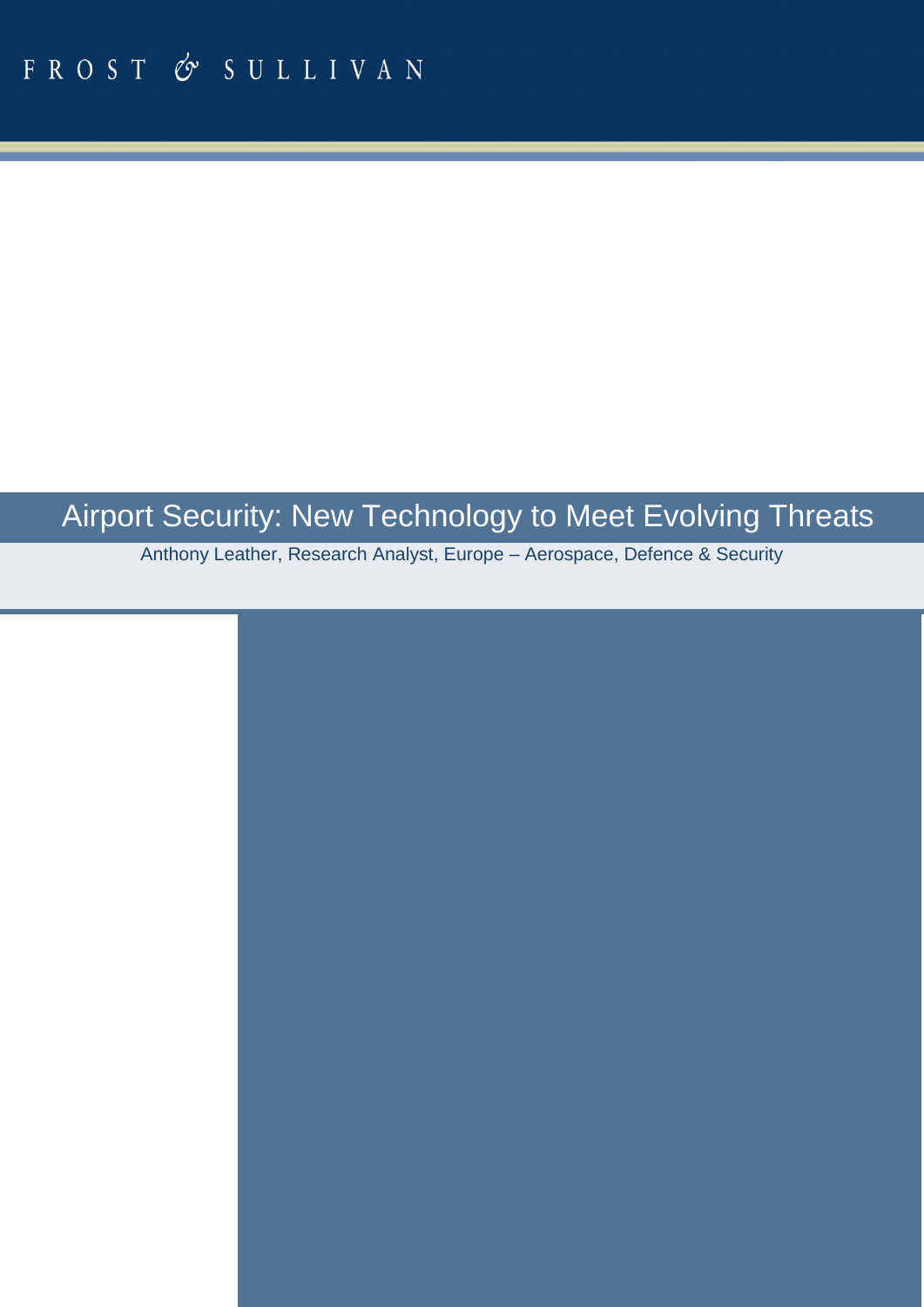FROST & SULLIVAN

# Airport Security: New Technology to Meet Evolving Threats

Anthony Leather, Research Analyst, Europe – Aerospace, Defence & Security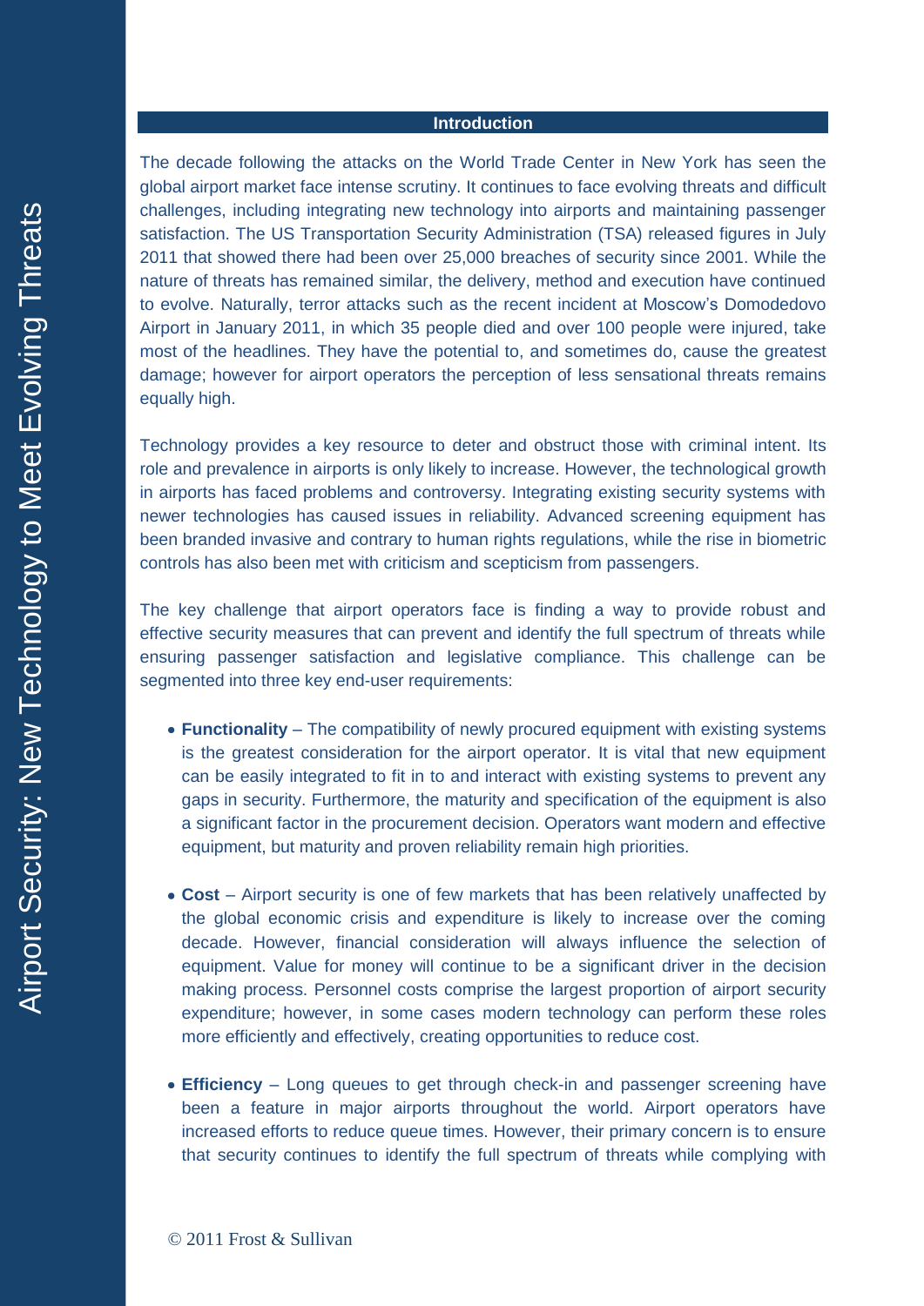## Introduction

The decade following the attacks on the World Trade Center in New York has seen the global airport market face intense scrutiny. It continues to face evolving threats and difficult challenges, including integrating new technology into airports and maintaining passenger satisfaction. The US Transportation Security Administration (TSA) released figures in July 2011 that showed there had been over 25,000 breaches of security since 2001. While the nature of threats has remained similar, the delivery, method and execution have continued to evolve. Naturally, terror attacks such as the recent incident at Moscow's Domodedovo Airport in January 2011, in which 35 people died and over 100 people were injured, take most of the headlines. They have the potential to, and sometimes do, cause the greatest damage; however for airport operators the perception of less sensational threats remains equally high.

Technology provides a key resource to deter and obstruct those with criminal intent. Its role and prevalence in airports is only likely to increase. However, the technological growth in airports has faced problems and controversy. Integrating existing security systems with newer technologies has caused issues in reliability. Advanced screening equipment has been branded invasive and contrary to human rights regulations, while the rise in biometric controls has also been met with criticism and scepticism from passengers.

The key challenge that airport operators face is finding a way to provide robust and effective security measures that can prevent and identify the full spectrum of threats while ensuring passenger satisfaction and legislative compliance. This challenge can be segmented into three key end-user requirements:

- **Functionality** – The compatibility of newly procured equipment with existing systems is the greatest consideration for the airport operator. It is vital that new equipment can be easily integrated to fit in to and interact with existing systems to prevent any gaps in security. Furthermore, the maturity and specification of the equipment is also a significant factor in the procurement decision. Operators want modern and effective equipment, but maturity and proven reliability remain high priorities.

- **Cost** – Airport security is one of few markets that has been relatively unaffected by the global economic crisis and expenditure is likely to increase over the coming decade. However, financial consideration will always influence the selection of equipment. Value for money will continue to be a significant driver in the decision making process. Personnel costs comprise the largest proportion of airport security expenditure; however, in some cases modern technology can perform these roles more efficiently and effectively, creating opportunities to reduce cost.

- **Efficiency** – Long queues to get through check-in and passenger screening have been a feature in major airports throughout the world. Airport operators have increased efforts to reduce queue times. However, their primary concern is to ensure that security continues to identify the full spectrum of threats while complying with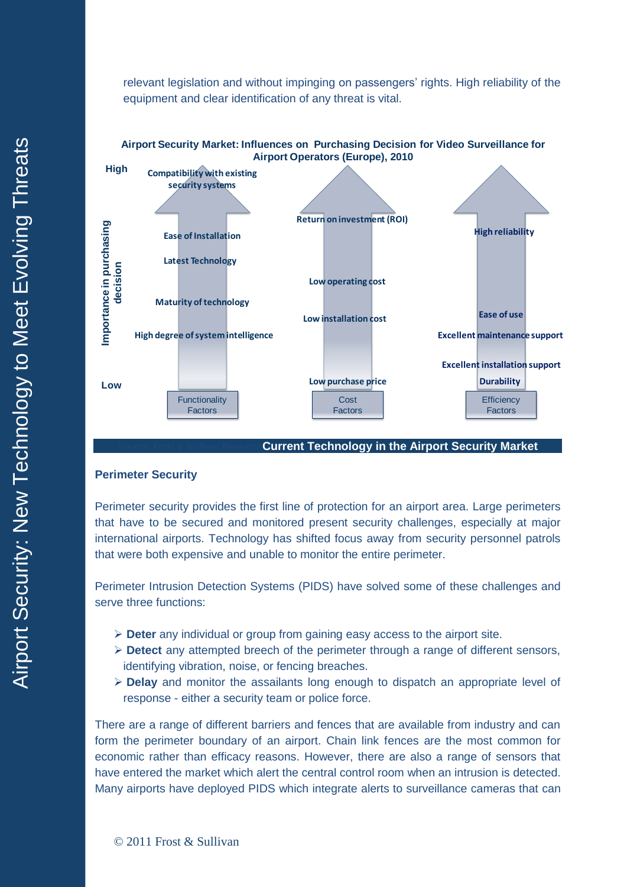relevant legislation and without impinging on passengers' rights. High reliability of the equipment and clear identification of any threat is vital.

**Airport Security Market: Influences on Purchasing Decision for Video Surveillance for Airport Operators (Europe), 2010**

Importance in purchasing decision (High → Low)

| Functionality Factors | Cost Factors | Efficiency Factors |
|---|---|---|
| Compatibility with existing security systems | Return on investment (ROI) | High reliability |
| Ease of Installation | Low operating cost | Ease of use |
| Latest Technology | Low installation cost | Excellent maintenance support |
| Maturity of technology | Low purchase price | Excellent installation support |
| High degree of system intelligence | | Durability |

Source: Frost & Sullivan Research

## Current Technology in the Airport Security Market

### Perimeter Security

Perimeter security provides the first line of protection for an airport area. Large perimeters that have to be secured and monitored present security challenges, especially at major international airports. Technology has shifted focus away from security personnel patrols that were both expensive and unable to monitor the entire perimeter.

Perimeter Intrusion Detection Systems (PIDS) have solved some of these challenges and serve three functions:

- **Deter** any individual or group from gaining easy access to the airport site.
- **Detect** any attempted breech of the perimeter through a range of different sensors, identifying vibration, noise, or fencing breaches.
- **Delay** and monitor the assailants long enough to dispatch an appropriate level of response - either a security team or police force.

There are a range of different barriers and fences that are available from industry and can form the perimeter boundary of an airport. Chain link fences are the most common for economic rather than efficacy reasons. However, there are also a range of sensors that have entered the market which alert the central control room when an intrusion is detected. Many airports have deployed PIDS which integrate alerts to surveillance cameras that can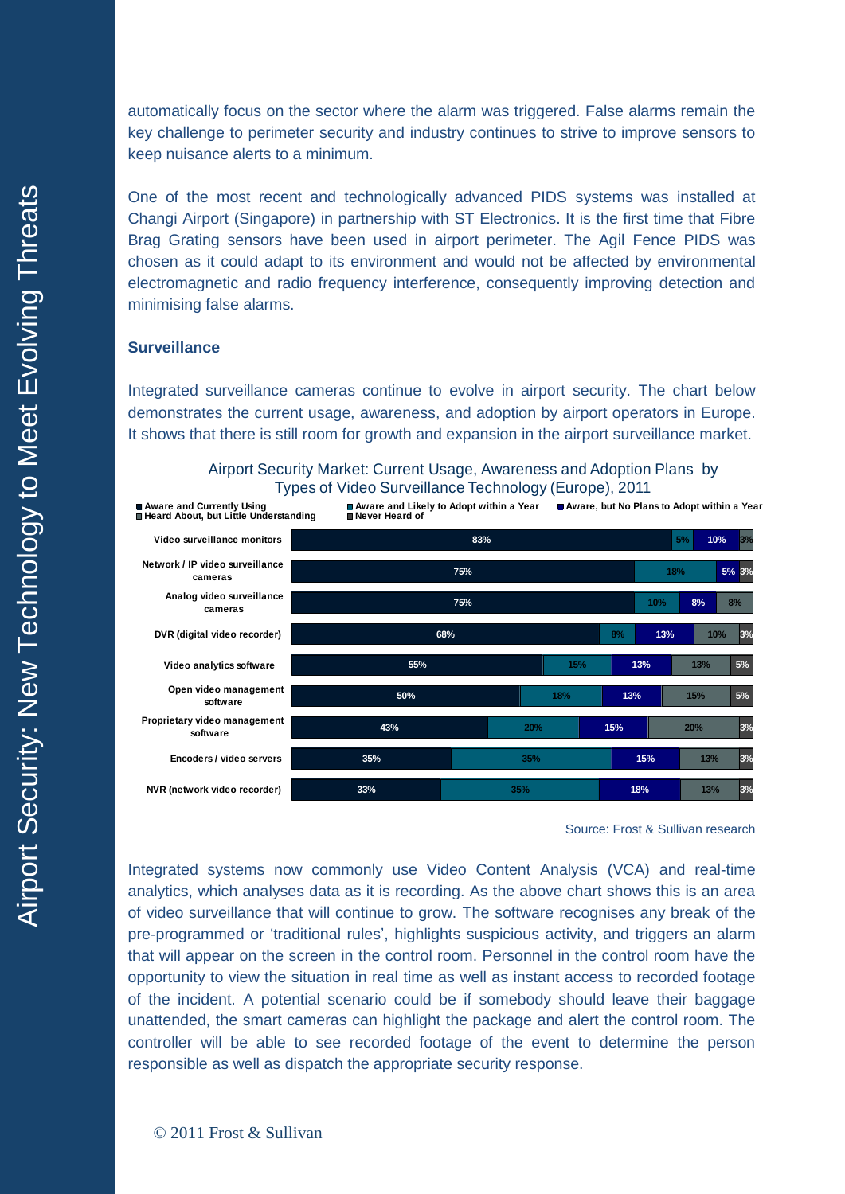automatically focus on the sector where the alarm was triggered. False alarms remain the key challenge to perimeter security and industry continues to strive to improve sensors to keep nuisance alerts to a minimum.

One of the most recent and technologically advanced PIDS systems was installed at Changi Airport (Singapore) in partnership with ST Electronics. It is the first time that Fibre Brag Grating sensors have been used in airport perimeter. The Agil Fence PIDS was chosen as it could adapt to its environment and would not be affected by environmental electromagnetic and radio frequency interference, consequently improving detection and minimising false alarms.

### Surveillance

Integrated surveillance cameras continue to evolve in airport security. The chart below demonstrates the current usage, awareness, and adoption by airport operators in Europe. It shows that there is still room for growth and expansion in the airport surveillance market.

Airport Security Market: Current Usage, Awareness and Adoption Plans by Types of Video Surveillance Technology (Europe), 2011

| Technology | Aware and Currently Using | Aware and Likely to Adopt within a Year | Aware, but No Plans to Adopt within a Year | Heard About, but Little Understanding | Never Heard of |
|---|---|---|---|---|---|
| Video surveillance monitors | 83% | 5% | 10% | | 3% |
| Network / IP video surveillance cameras | 75% | 18% | 5% | | 3% |
| Analog video surveillance cameras | 75% | 10% | 8% | 8% | |
| DVR (digital video recorder) | 68% | 8% | 13% | 10% | 3% |
| Video analytics software | 55% | 15% | 13% | 13% | 5% |
| Open video management software | 50% | 18% | 13% | 15% | 5% |
| Proprietary video management software | 43% | 20% | 15% | 20% | 3% |
| Encoders / video servers | 35% | 35% | 15% | 13% | 3% |
| NVR (network video recorder) | 33% | 35% | 18% | 13% | 3% |

Source: Frost & Sullivan research

Integrated systems now commonly use Video Content Analysis (VCA) and real-time analytics, which analyses data as it is recording. As the above chart shows this is an area of video surveillance that will continue to grow. The software recognises any break of the pre-programmed or 'traditional rules', highlights suspicious activity, and triggers an alarm that will appear on the screen in the control room. Personnel in the control room have the opportunity to view the situation in real time as well as instant access to recorded footage of the incident. A potential scenario could be if somebody should leave their baggage unattended, the smart cameras can highlight the package and alert the control room. The controller will be able to see recorded footage of the event to determine the person responsible as well as dispatch the appropriate security response.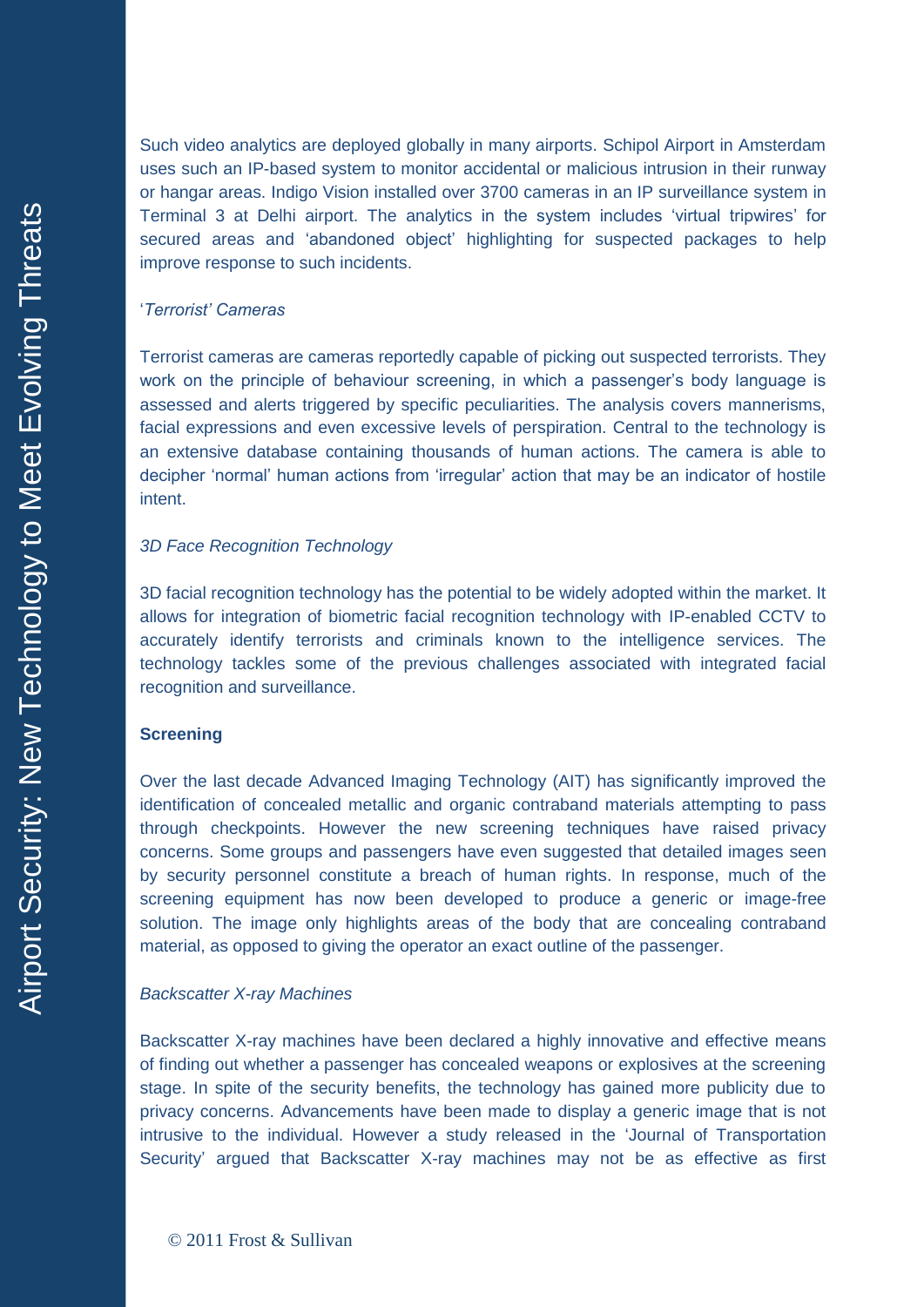Such video analytics are deployed globally in many airports. Schipol Airport in Amsterdam uses such an IP-based system to monitor accidental or malicious intrusion in their runway or hangar areas. Indigo Vision installed over 3700 cameras in an IP surveillance system in Terminal 3 at Delhi airport. The analytics in the system includes 'virtual tripwires' for secured areas and 'abandoned object' highlighting for suspected packages to help improve response to such incidents.

*'Terrorist' Cameras*

Terrorist cameras are cameras reportedly capable of picking out suspected terrorists. They work on the principle of behaviour screening, in which a passenger's body language is assessed and alerts triggered by specific peculiarities. The analysis covers mannerisms, facial expressions and even excessive levels of perspiration. Central to the technology is an extensive database containing thousands of human actions. The camera is able to decipher 'normal' human actions from 'irregular' action that may be an indicator of hostile intent.

*3D Face Recognition Technology*

3D facial recognition technology has the potential to be widely adopted within the market. It allows for integration of biometric facial recognition technology with IP-enabled CCTV to accurately identify terrorists and criminals known to the intelligence services. The technology tackles some of the previous challenges associated with integrated facial recognition and surveillance.

**Screening**

Over the last decade Advanced Imaging Technology (AIT) has significantly improved the identification of concealed metallic and organic contraband materials attempting to pass through checkpoints. However the new screening techniques have raised privacy concerns. Some groups and passengers have even suggested that detailed images seen by security personnel constitute a breach of human rights. In response, much of the screening equipment has now been developed to produce a generic or image-free solution. The image only highlights areas of the body that are concealing contraband material, as opposed to giving the operator an exact outline of the passenger.

*Backscatter X-ray Machines*

Backscatter X-ray machines have been declared a highly innovative and effective means of finding out whether a passenger has concealed weapons or explosives at the screening stage. In spite of the security benefits, the technology has gained more publicity due to privacy concerns. Advancements have been made to display a generic image that is not intrusive to the individual. However a study released in the 'Journal of Transportation Security' argued that Backscatter X-ray machines may not be as effective as first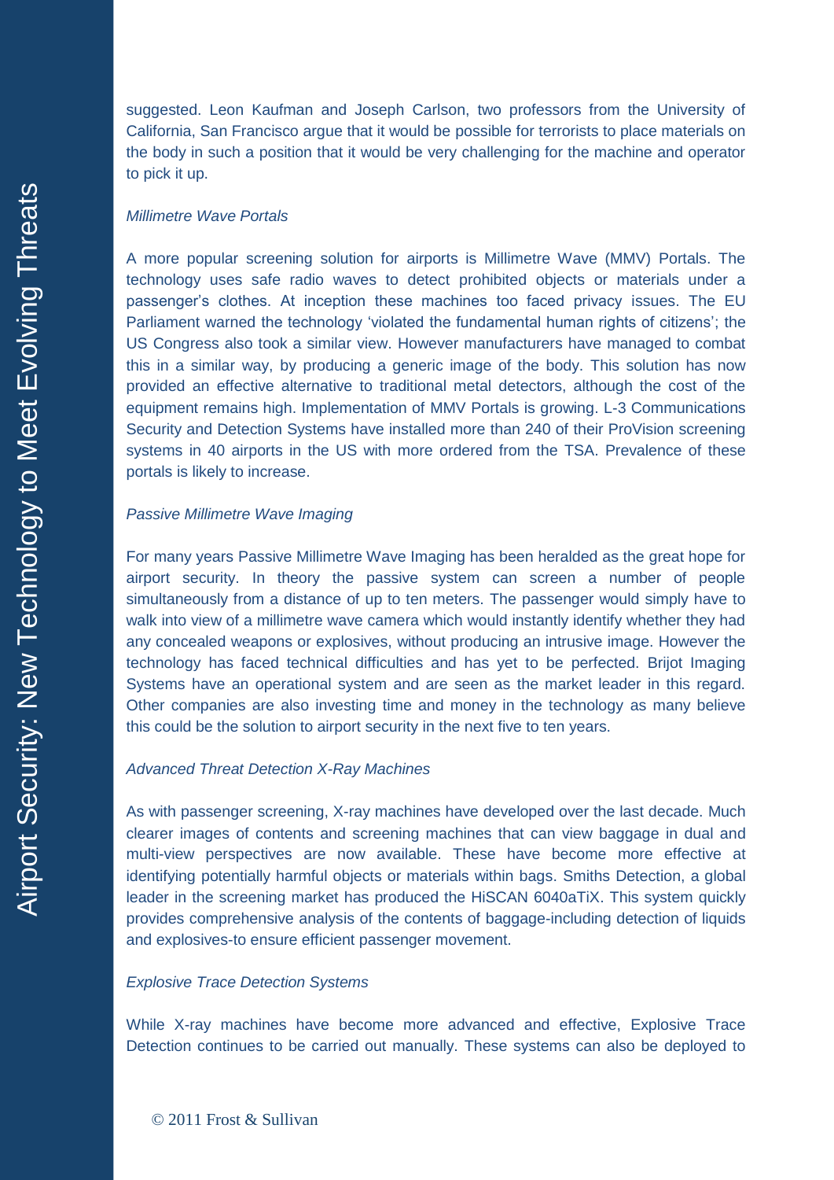suggested. Leon Kaufman and Joseph Carlson, two professors from the University of California, San Francisco argue that it would be possible for terrorists to place materials on the body in such a position that it would be very challenging for the machine and operator to pick it up.

*Millimetre Wave Portals*

A more popular screening solution for airports is Millimetre Wave (MMV) Portals. The technology uses safe radio waves to detect prohibited objects or materials under a passenger's clothes. At inception these machines too faced privacy issues. The EU Parliament warned the technology 'violated the fundamental human rights of citizens'; the US Congress also took a similar view. However manufacturers have managed to combat this in a similar way, by producing a generic image of the body. This solution has now provided an effective alternative to traditional metal detectors, although the cost of the equipment remains high. Implementation of MMV Portals is growing. L-3 Communications Security and Detection Systems have installed more than 240 of their ProVision screening systems in 40 airports in the US with more ordered from the TSA. Prevalence of these portals is likely to increase.

*Passive Millimetre Wave Imaging*

For many years Passive Millimetre Wave Imaging has been heralded as the great hope for airport security. In theory the passive system can screen a number of people simultaneously from a distance of up to ten meters. The passenger would simply have to walk into view of a millimetre wave camera which would instantly identify whether they had any concealed weapons or explosives, without producing an intrusive image. However the technology has faced technical difficulties and has yet to be perfected. Brijot Imaging Systems have an operational system and are seen as the market leader in this regard. Other companies are also investing time and money in the technology as many believe this could be the solution to airport security in the next five to ten years.

*Advanced Threat Detection X-Ray Machines*

As with passenger screening, X-ray machines have developed over the last decade. Much clearer images of contents and screening machines that can view baggage in dual and multi-view perspectives are now available. These have become more effective at identifying potentially harmful objects or materials within bags. Smiths Detection, a global leader in the screening market has produced the HiSCAN 6040aTiX. This system quickly provides comprehensive analysis of the contents of baggage-including detection of liquids and explosives-to ensure efficient passenger movement.

*Explosive Trace Detection Systems*

While X-ray machines have become more advanced and effective, Explosive Trace Detection continues to be carried out manually. These systems can also be deployed to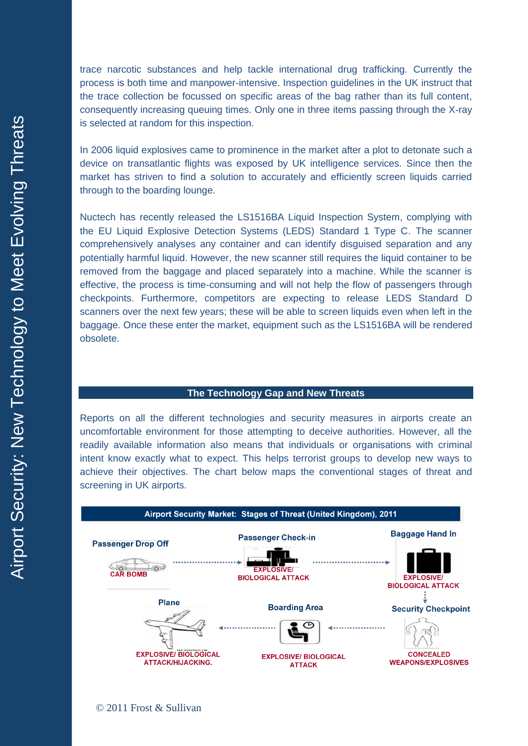trace narcotic substances and help tackle international drug trafficking. Currently the process is both time and manpower-intensive. Inspection guidelines in the UK instruct that the trace collection be focussed on specific areas of the bag rather than its full content, consequently increasing queuing times. Only one in three items passing through the X-ray is selected at random for this inspection.

In 2006 liquid explosives came to prominence in the market after a plot to detonate such a device on transatlantic flights was exposed by UK intelligence services. Since then the market has striven to find a solution to accurately and efficiently screen liquids carried through to the boarding lounge.

Nuctech has recently released the LS1516BA Liquid Inspection System, complying with the EU Liquid Explosive Detection Systems (LEDS) Standard 1 Type C. The scanner comprehensively analyses any container and can identify disguised separation and any potentially harmful liquid. However, the new scanner still requires the liquid container to be removed from the baggage and placed separately into a machine. While the scanner is effective, the process is time-consuming and will not help the flow of passengers through checkpoints. Furthermore, competitors are expecting to release LEDS Standard D scanners over the next few years; these will be able to screen liquids even when left in the baggage. Once these enter the market, equipment such as the LS1516BA will be rendered obsolete.

## The Technology Gap and New Threats

Reports on all the different technologies and security measures in airports create an uncomfortable environment for those attempting to deceive authorities. However, all the readily available information also means that individuals or organisations with criminal intent know exactly what to expect. This helps terrorist groups to develop new ways to achieve their objectives. The chart below maps the conventional stages of threat and screening in UK airports.

**Airport Security Market: Stages of Threat (United Kingdom), 2011**

| Stage | Threat |
|---|---|
| Passenger Drop Off | CAR BOMB |
| Passenger Check-in | EXPLOSIVE/ BIOLOGICAL ATTACK |
| Baggage Hand In | EXPLOSIVE/ BIOLOGICAL ATTACK |
| Security Checkpoint | CONCEALED WEAPONS/EXPLOSIVES |
| Boarding Area | EXPLOSIVE/ BIOLOGICAL ATTACK |
| Plane | EXPLOSIVE/ BIOLOGICAL ATTACK/HIJACKING. |

© 2011 Frost & Sullivan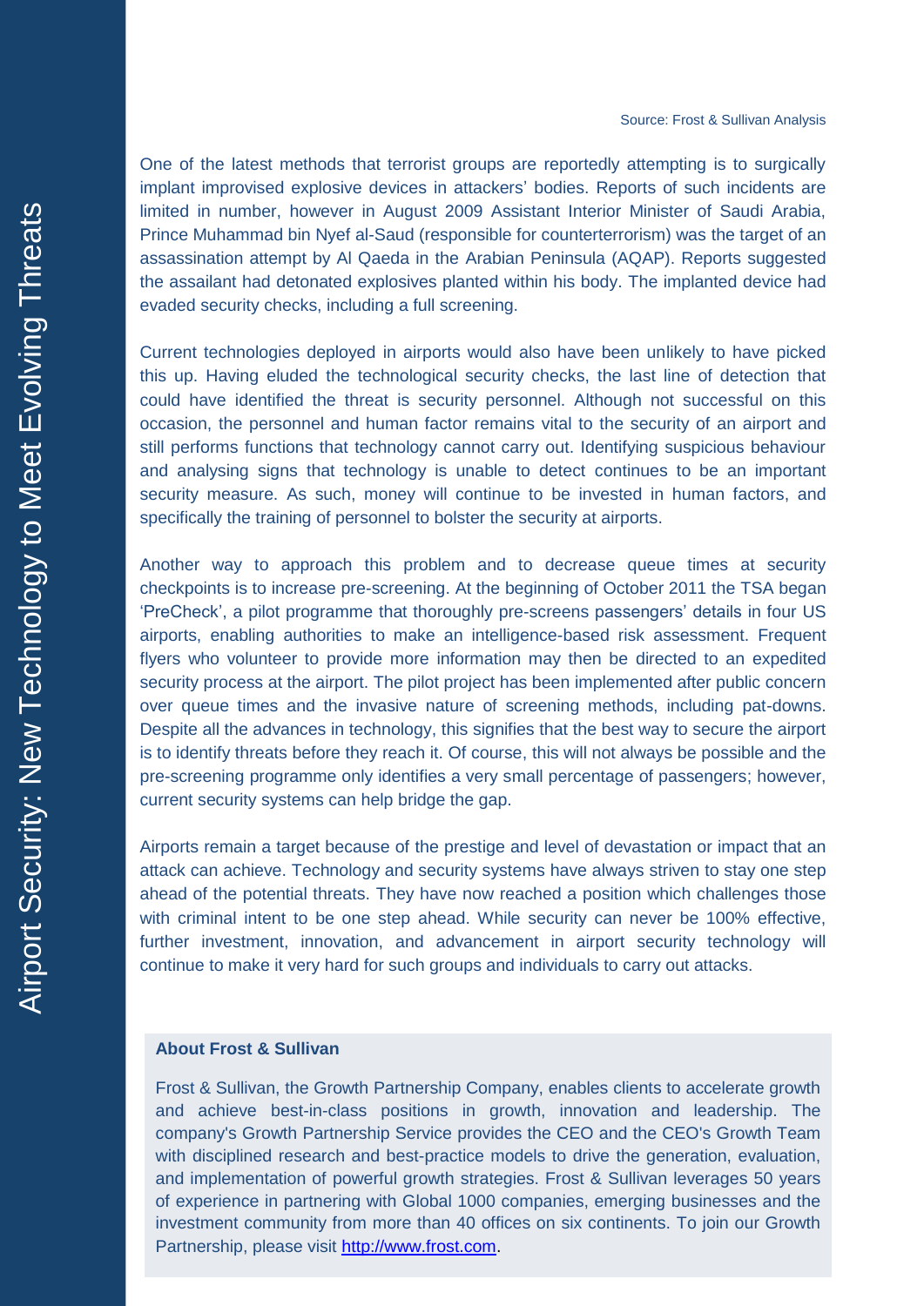Source: Frost & Sullivan Analysis

One of the latest methods that terrorist groups are reportedly attempting is to surgically implant improvised explosive devices in attackers' bodies. Reports of such incidents are limited in number, however in August 2009 Assistant Interior Minister of Saudi Arabia, Prince Muhammad bin Nyef al-Saud (responsible for counterterrorism) was the target of an assassination attempt by Al Qaeda in the Arabian Peninsula (AQAP). Reports suggested the assailant had detonated explosives planted within his body. The implanted device had evaded security checks, including a full screening.

Current technologies deployed in airports would also have been unlikely to have picked this up. Having eluded the technological security checks, the last line of detection that could have identified the threat is security personnel. Although not successful on this occasion, the personnel and human factor remains vital to the security of an airport and still performs functions that technology cannot carry out. Identifying suspicious behaviour and analysing signs that technology is unable to detect continues to be an important security measure. As such, money will continue to be invested in human factors, and specifically the training of personnel to bolster the security at airports.

Another way to approach this problem and to decrease queue times at security checkpoints is to increase pre-screening. At the beginning of October 2011 the TSA began 'PreCheck', a pilot programme that thoroughly pre-screens passengers' details in four US airports, enabling authorities to make an intelligence-based risk assessment. Frequent flyers who volunteer to provide more information may then be directed to an expedited security process at the airport. The pilot project has been implemented after public concern over queue times and the invasive nature of screening methods, including pat-downs. Despite all the advances in technology, this signifies that the best way to secure the airport is to identify threats before they reach it. Of course, this will not always be possible and the pre-screening programme only identifies a very small percentage of passengers; however, current security systems can help bridge the gap.

Airports remain a target because of the prestige and level of devastation or impact that an attack can achieve. Technology and security systems have always striven to stay one step ahead of the potential threats. They have now reached a position which challenges those with criminal intent to be one step ahead. While security can never be 100% effective, further investment, innovation, and advancement in airport security technology will continue to make it very hard for such groups and individuals to carry out attacks.

**About Frost & Sullivan**

Frost & Sullivan, the Growth Partnership Company, enables clients to accelerate growth and achieve best-in-class positions in growth, innovation and leadership. The company's Growth Partnership Service provides the CEO and the CEO's Growth Team with disciplined research and best-practice models to drive the generation, evaluation, and implementation of powerful growth strategies. Frost & Sullivan leverages 50 years of experience in partnering with Global 1000 companies, emerging businesses and the investment community from more than 40 offices on six continents. To join our Growth Partnership, please visit [http://www.frost.com](http://www.frost.com).